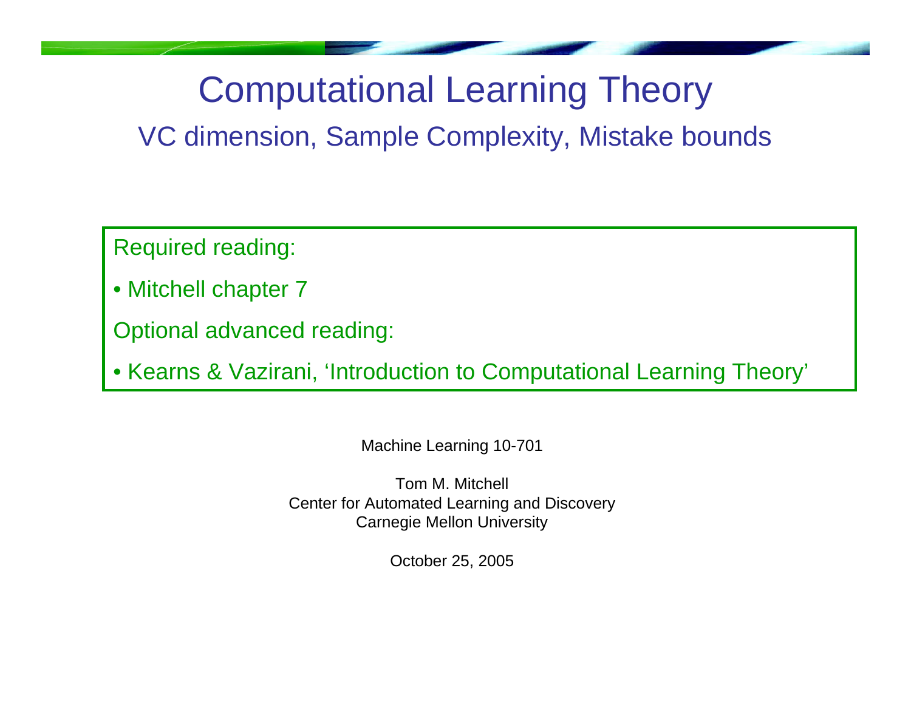# Computational Learning Theory

## VC dimension, Sample Complexity, Mistake bounds

Required reading:

- Mitchell chapter 7

Optional advanced reading:

- Kearns & Vazirani, 'Introduction to Computational Learning Theory'

Machine Learning 10-701

Tom M. Mitchell
Center for Automated Learning and Discovery
Carnegie Mellon University

October 25, 2005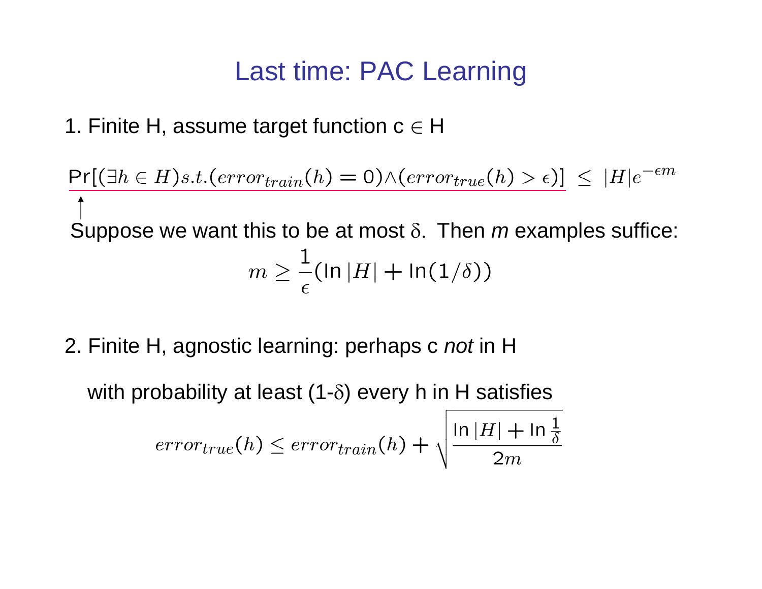# Last time: PAC Learning

1. Finite H, assume target function c $\in$ H

$$\Pr[(\exists h \in H) s.t. (error_{train}(h) = 0) \wedge (error_{true}(h) > \epsilon)] \;\leq\; |H| e^{-\epsilon m}$$

Suppose we want this to be at most $\delta$. Then *m* examples suffice:

$$m \geq \frac{1}{\epsilon}(\ln |H| + \ln(1/\delta))$$

2. Finite H, agnostic learning: perhaps c *not* in H

with probability at least (1-$\delta$) every h in H satisfies

$$error_{true}(h) \leq error_{train}(h) + \sqrt{\frac{\ln |H| + \ln \frac{1}{\delta}}{2m}}$$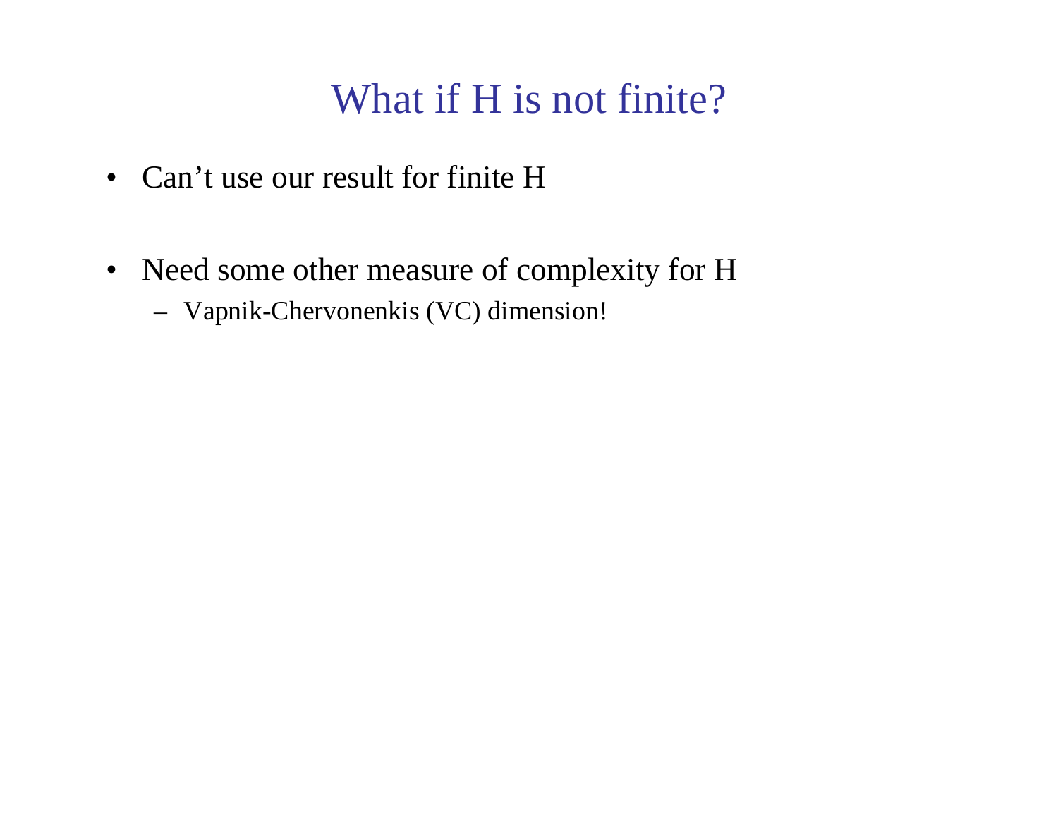# What if H is not finite?

- Can’t use our result for finite H
- Need some other measure of complexity for H
  - Vapnik-Chervonenkis (VC) dimension!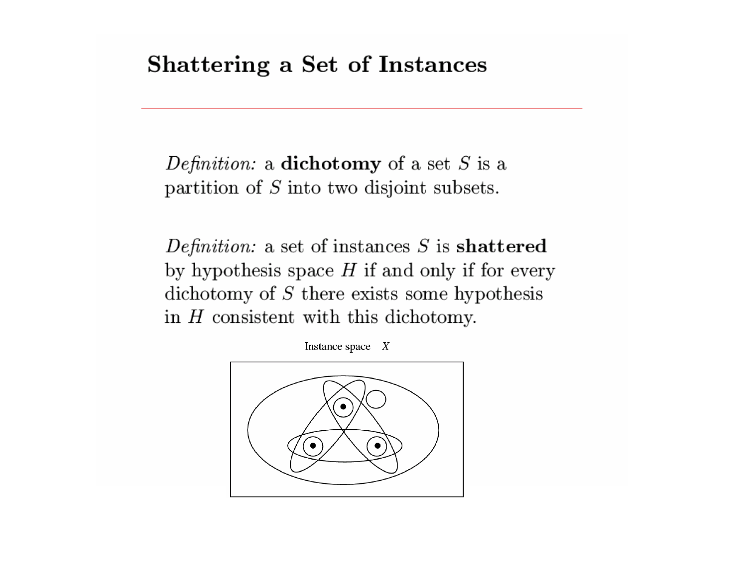# Shattering a Set of Instances

*Definition:* a **dichotomy** of a set $S$ is a partition of $S$ into two disjoint subsets.

*Definition:* a set of instances $S$ is **shattered** by hypothesis space $H$ if and only if for every dichotomy of $S$ there exists some hypothesis in $H$ consistent with this dichotomy.

Instance space $X$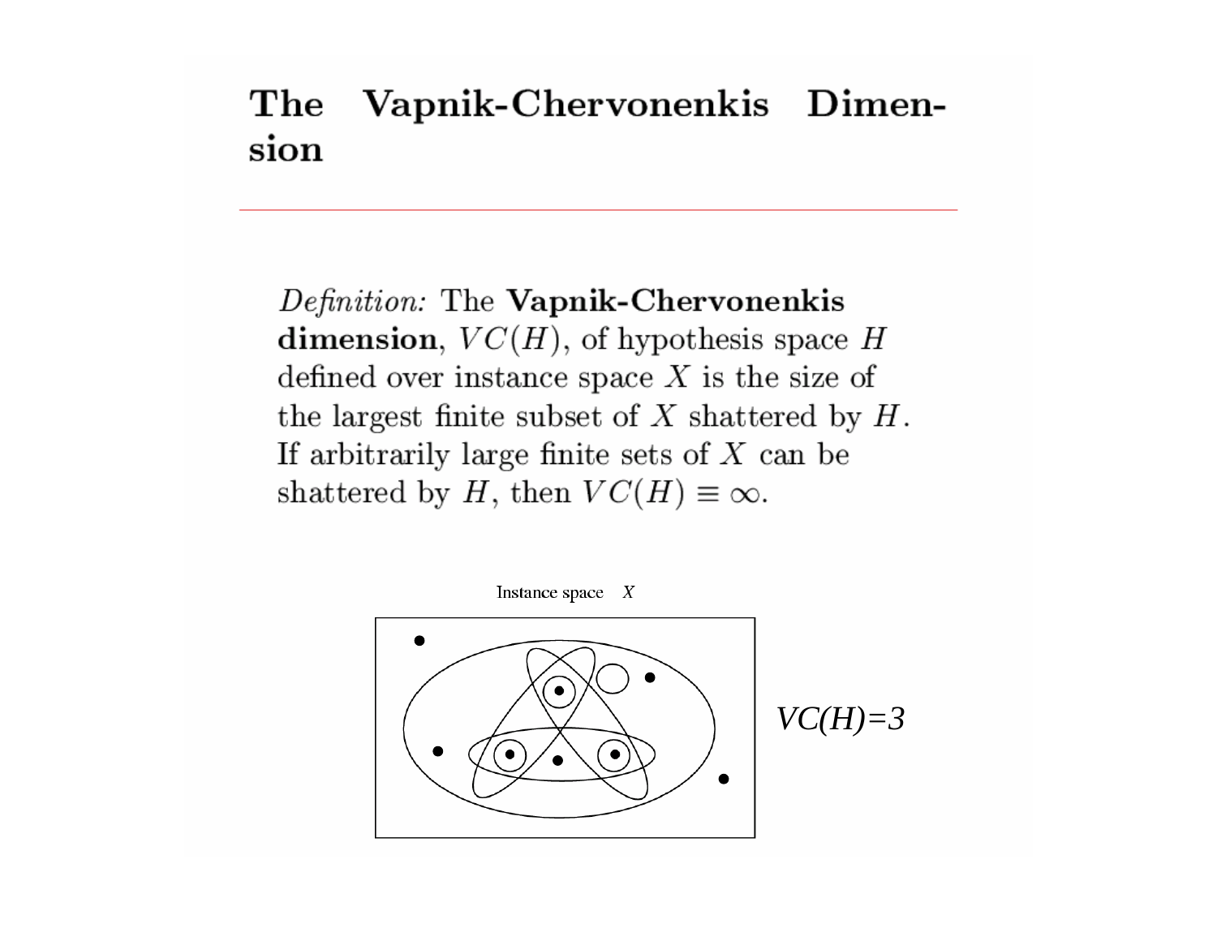# The Vapnik-Chervonenkis Dimension

*Definition:* The **Vapnik-Chervonenkis dimension**, $VC(H)$, of hypothesis space $H$ defined over instance space $X$ is the size of the largest finite subset of $X$ shattered by $H$. If arbitrarily large finite sets of $X$ can be shattered by $H$, then $VC(H) \equiv \infty$.

Instance space $X$

*VC(H)=3*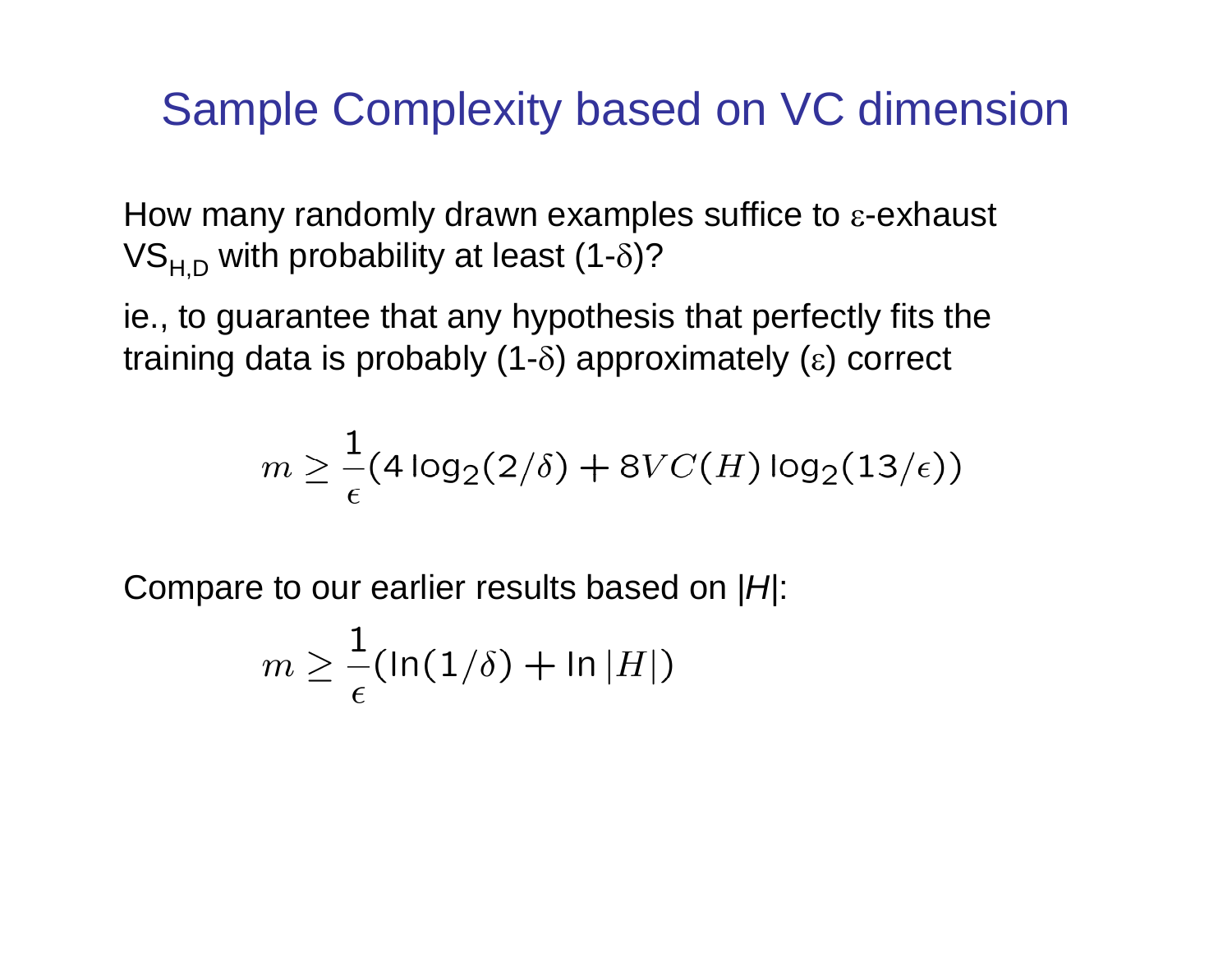# Sample Complexity based on VC dimension

How many randomly drawn examples suffice to $\varepsilon$-exhaust $VS_{H,D}$ with probability at least $(1-\delta)$?

ie., to guarantee that any hypothesis that perfectly fits the training data is probably $(1-\delta)$ approximately $(\varepsilon)$ correct

$$m \geq \frac{1}{\epsilon}(4 \log_2(2/\delta) + 8VC(H) \log_2(13/\epsilon))$$

Compare to our earlier results based on $|H|$:

$$m \geq \frac{1}{\epsilon}(\ln(1/\delta) + \ln |H|)$$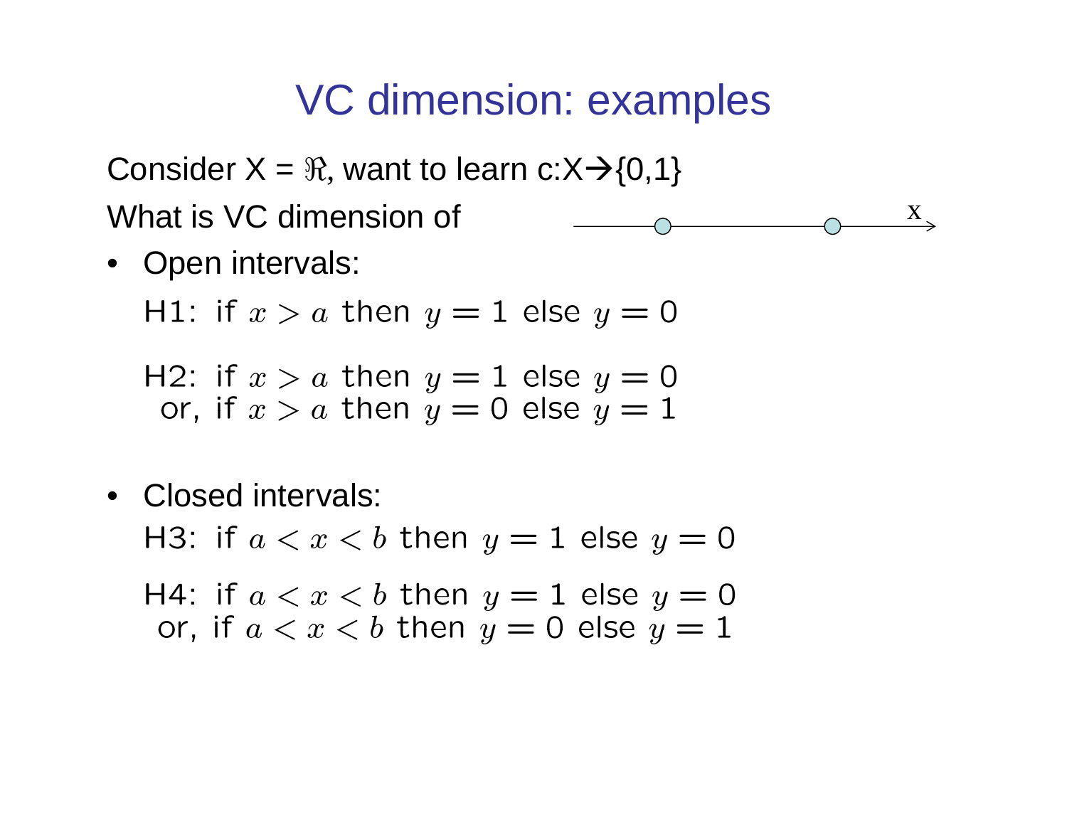# VC dimension: examples

Consider X = $\Re$, want to learn c:X→{0,1}

What is VC dimension of

- Open intervals:

  H1: if $x > a$ then $y = 1$ else $y = 0$

  H2: if $x > a$ then $y = 1$ else $y = 0$
  or, if $x > a$ then $y = 0$ else $y = 1$

- Closed intervals:

  H3: if $a < x < b$ then $y = 1$ else $y = 0$

  H4: if $a < x < b$ then $y = 1$ else $y = 0$
  or, if $a < x < b$ then $y = 0$ else $y = 1$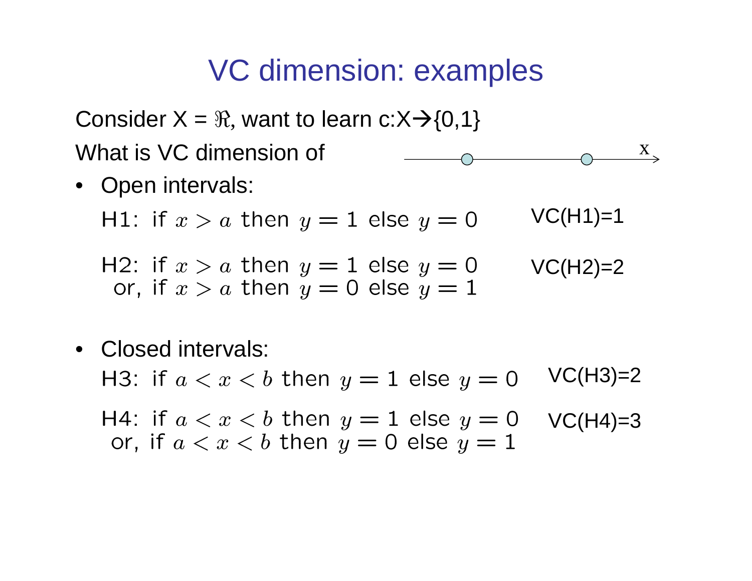# VC dimension: examples

Consider X = $\Re$, want to learn c:X→{0,1}

What is VC dimension of

- Open intervals:

  H1: if $x > a$ then $y = 1$ else $y = 0$ — VC(H1)=1

  H2: if $x > a$ then $y = 1$ else $y = 0$
  or, if $x > a$ then $y = 0$ else $y = 1$ — VC(H2)=2

- Closed intervals:

  H3: if $a < x < b$ then $y = 1$ else $y = 0$ — VC(H3)=2

  H4: if $a < x < b$ then $y = 1$ else $y = 0$
  or, if $a < x < b$ then $y = 0$ else $y = 1$ — VC(H4)=3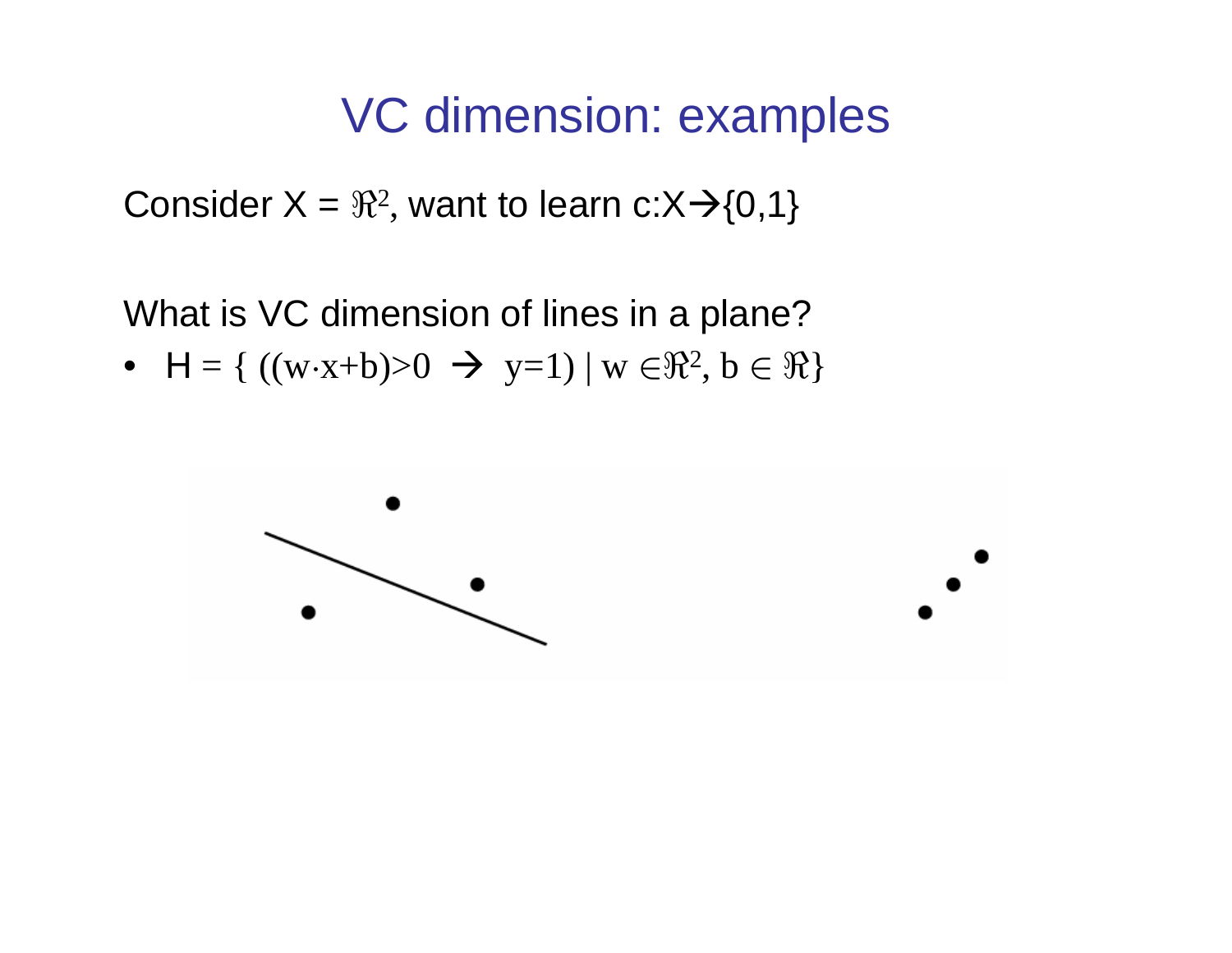# VC dimension: examples

Consider $X = \Re^2$, want to learn $c: X \rightarrow \{0,1\}$

What is VC dimension of lines in a plane?

- $H = \{ ((w \cdot x + b) > 0 \rightarrow y=1) \mid w \in \Re^2, b \in \Re \}$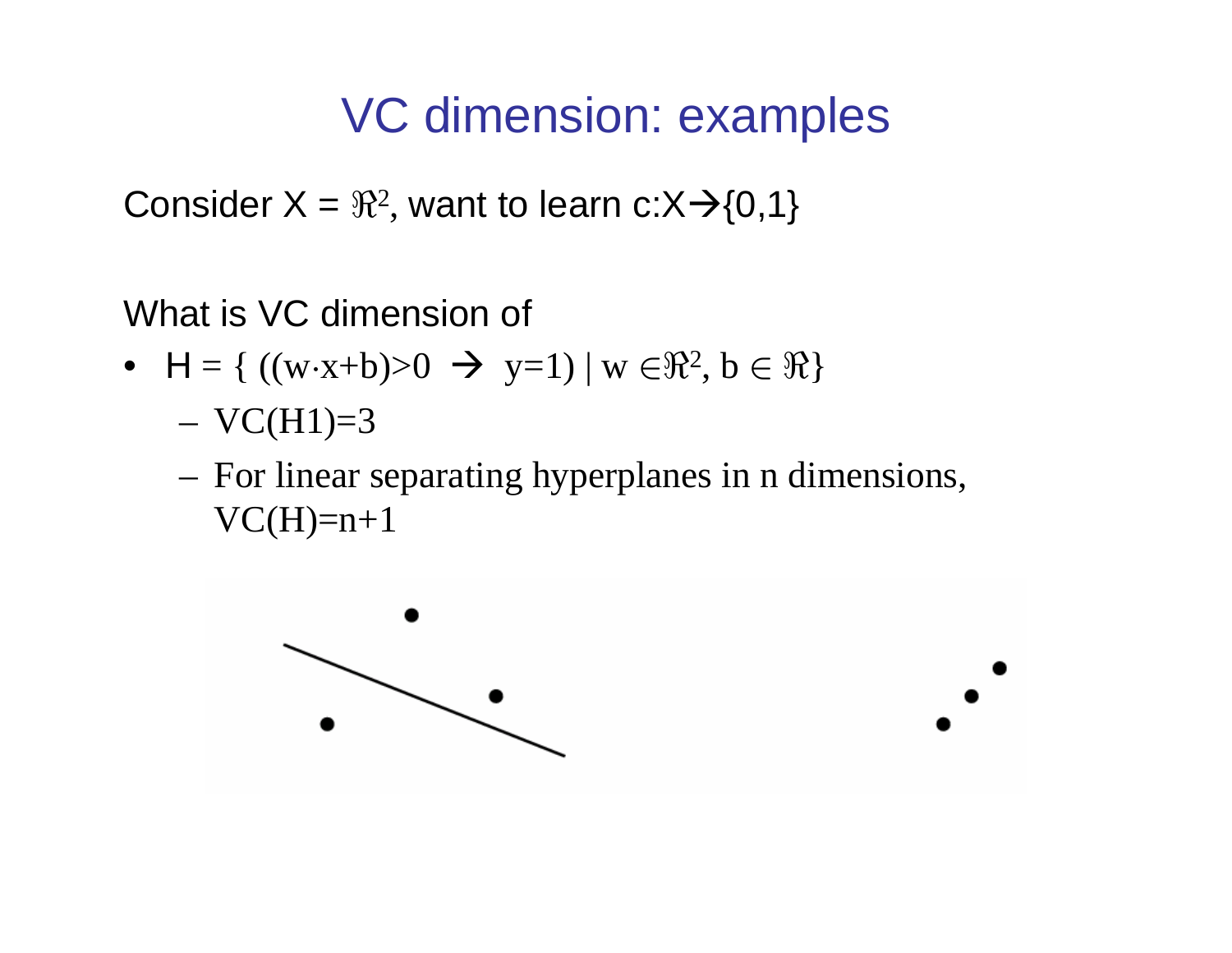# VC dimension: examples

Consider $X = \Re^2$, want to learn $c: X \rightarrow \{0,1\}$

What is VC dimension of

- $H = \{ ((w \cdot x + b) > 0 \rightarrow y=1) \mid w \in \Re^2, b \in \Re \}$
  - $VC(H1)=3$
  - For linear separating hyperplanes in n dimensions, $VC(H)=n+1$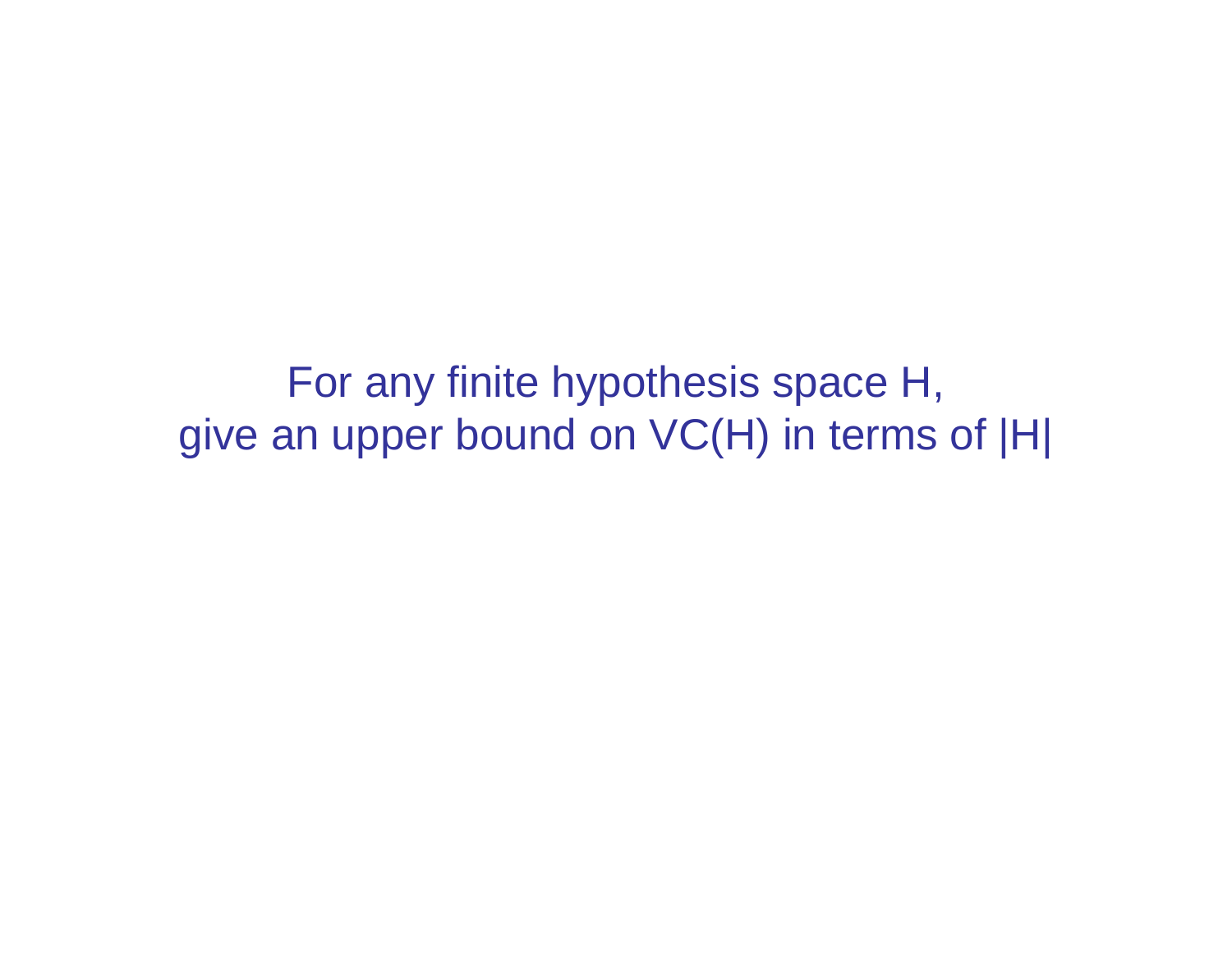For any finite hypothesis space H,
give an upper bound on VC(H) in terms of |H|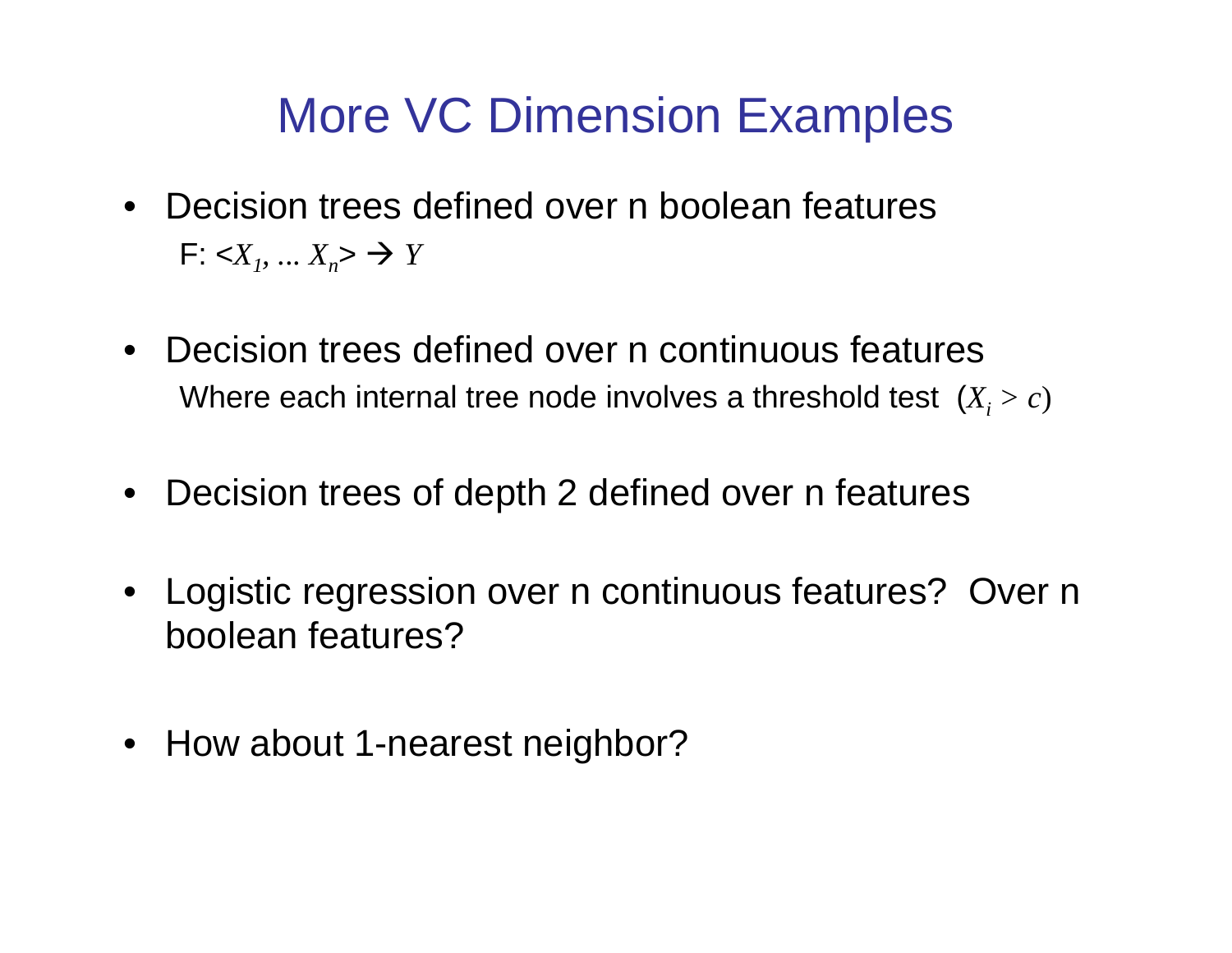# More VC Dimension Examples

- Decision trees defined over n boolean features

  F: $<X_1, \ldots X_n> \rightarrow Y$

- Decision trees defined over n continuous features

  Where each internal tree node involves a threshold test $(X_i > c)$

- Decision trees of depth 2 defined over n features

- Logistic regression over n continuous features? Over n boolean features?

- How about 1-nearest neighbor?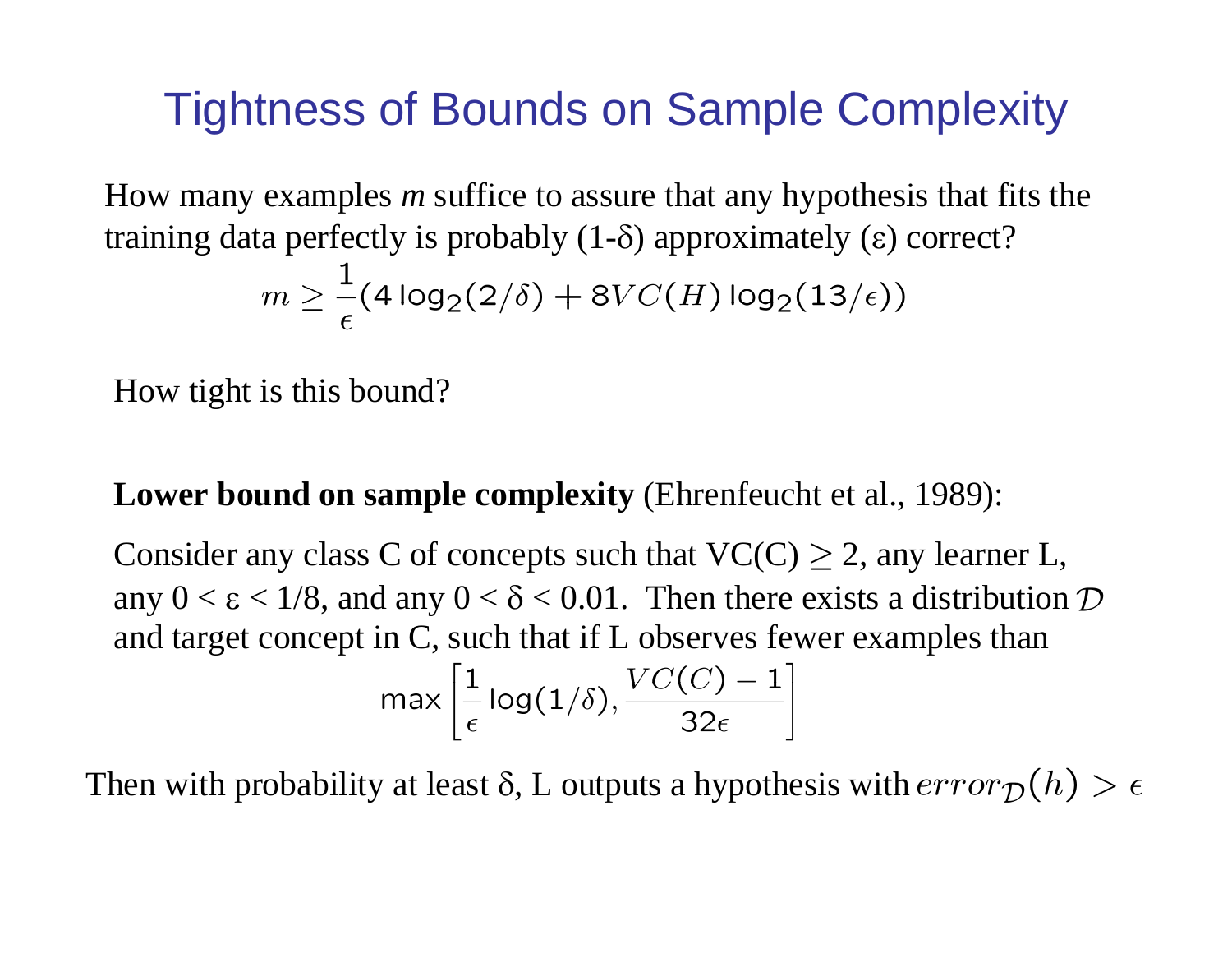# Tightness of Bounds on Sample Complexity

How many examples *m* suffice to assure that any hypothesis that fits the training data perfectly is probably ($1-\delta$) approximately ($\varepsilon$) correct?

$$m \geq \frac{1}{\epsilon}(4 \log_2(2/\delta) + 8VC(H) \log_2(13/\epsilon))$$

How tight is this bound?

**Lower bound on sample complexity** (Ehrenfeucht et al., 1989):

Consider any class C of concepts such that $VC(C) \geq 2$, any learner L, any $0 < \varepsilon < 1/8$, and any $0 < \delta < 0.01$. Then there exists a distribution $\mathcal{D}$ and target concept in C, such that if L observes fewer examples than

$$\max\left[\frac{1}{\epsilon}\log(1/\delta), \frac{VC(C)-1}{32\epsilon}\right]$$

Then with probability at least $\delta$, L outputs a hypothesis with $error_{\mathcal{D}}(h) > \epsilon$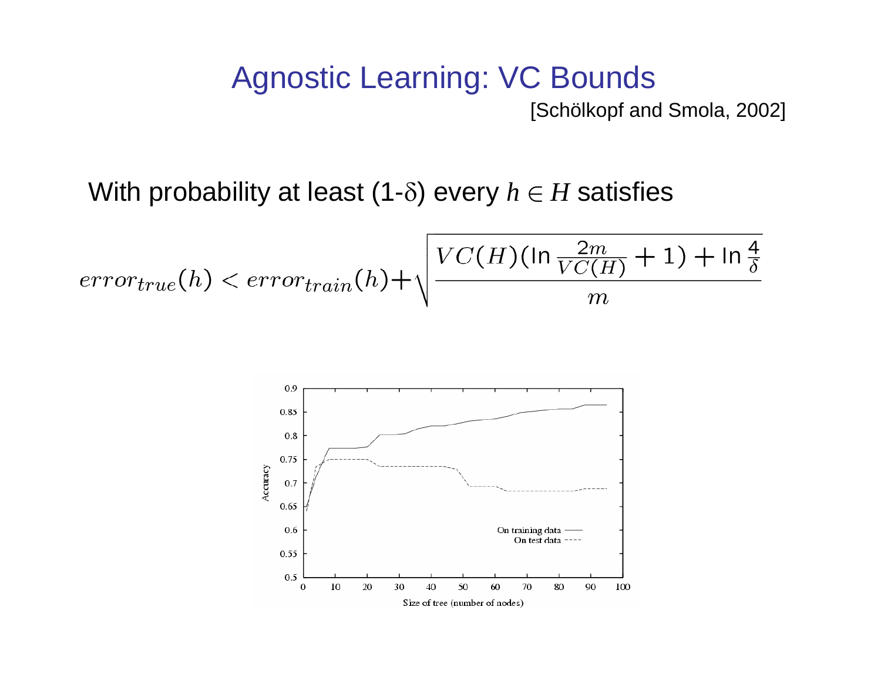# Agnostic Learning: VC Bounds

[Schölkopf and Smola, 2002]

With probability at least (1-$\delta$) every $h \in H$ satisfies

$$error_{true}(h) < error_{train}(h) + \sqrt{\frac{VC(H)(\ln \frac{2m}{VC(H)} + 1) + \ln \frac{4}{\delta}}{m}}$$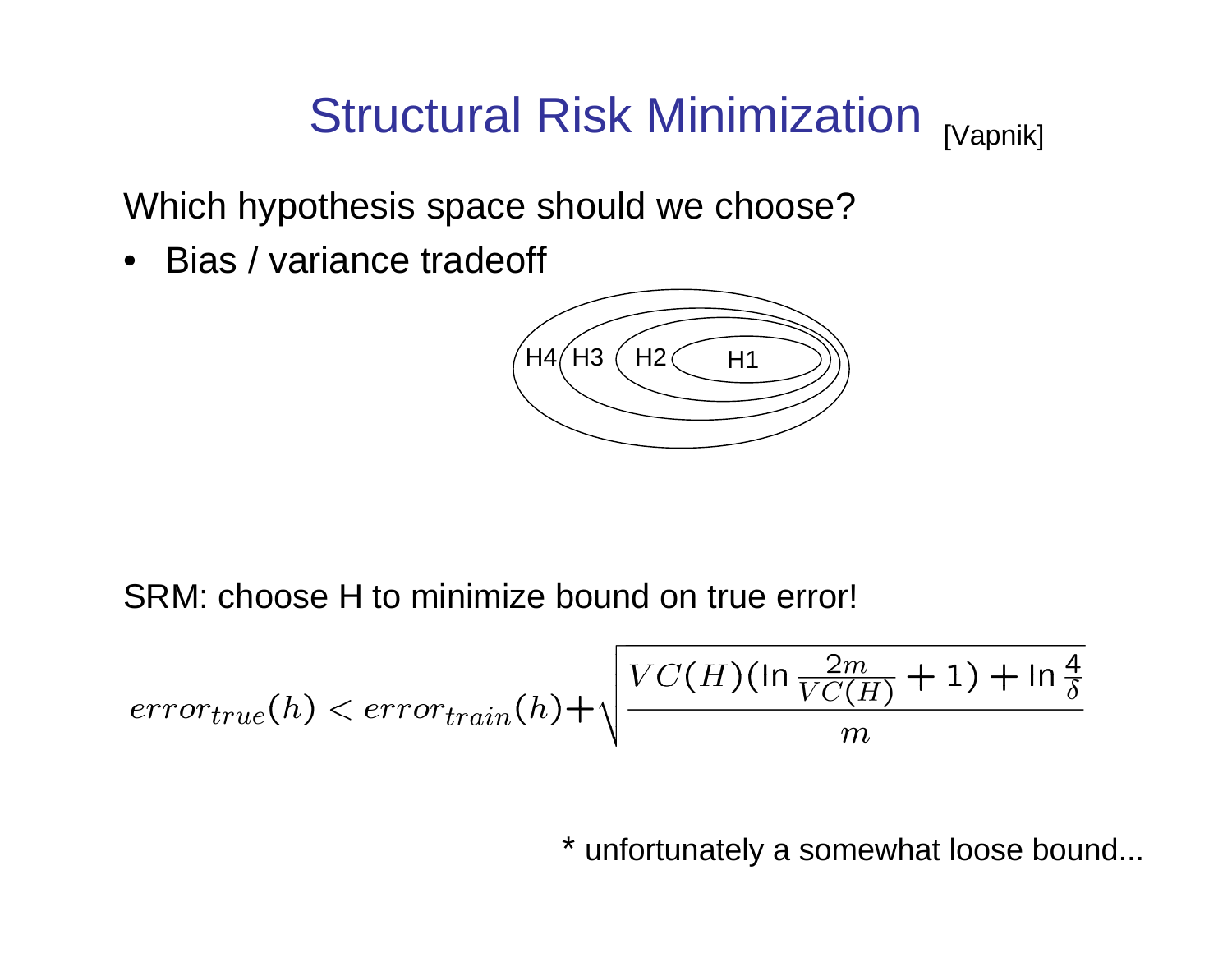# Structural Risk Minimization [Vapnik]

Which hypothesis space should we choose?

- Bias / variance tradeoff

H4 H3 H2 H1

SRM: choose H to minimize bound on true error!

$$error_{true}(h) < error_{train}(h) + \sqrt{\frac{VC(H)(\ln \frac{2m}{VC(H)} + 1) + \ln \frac{4}{\delta}}{m}}$$

* unfortunately a somewhat loose bound...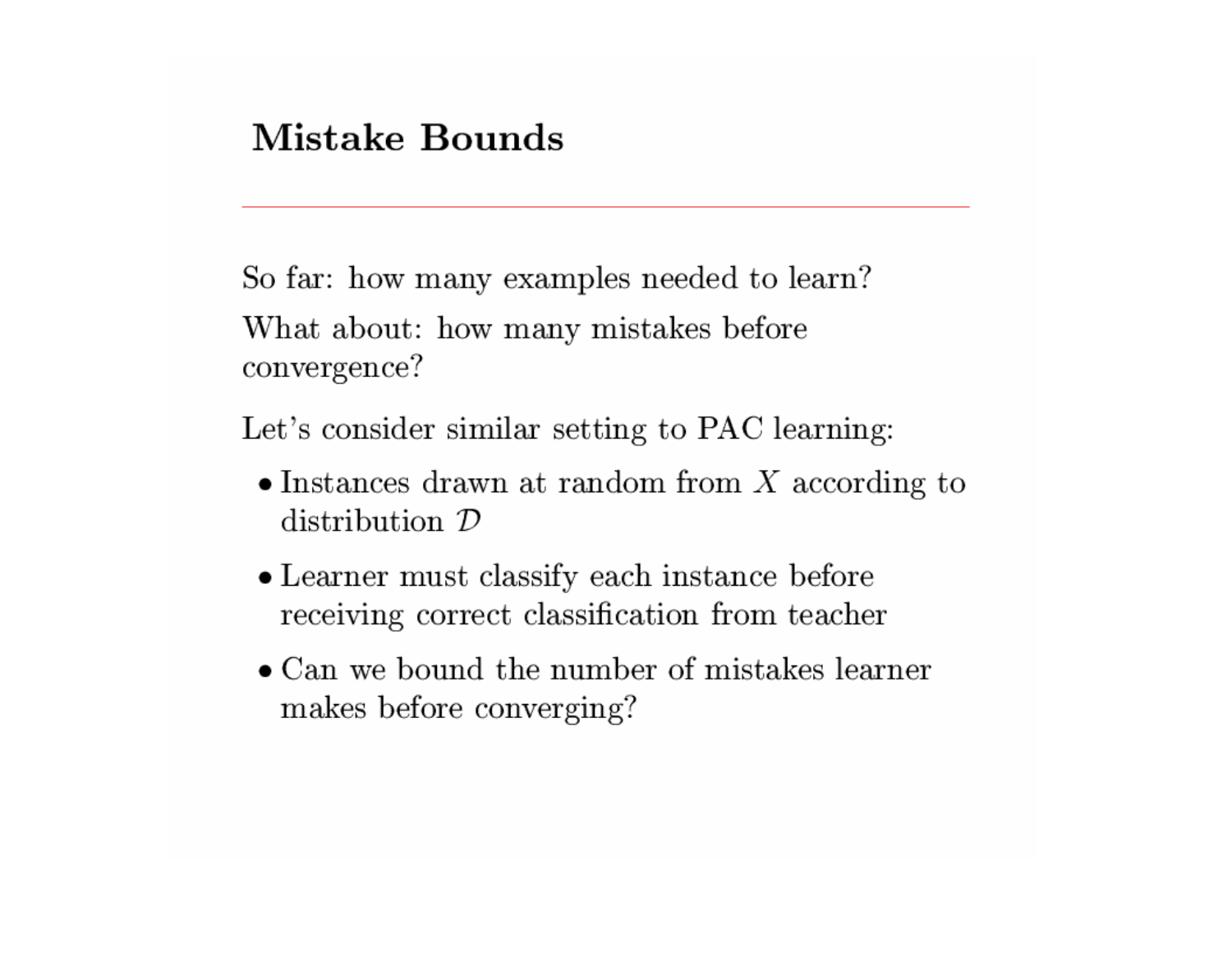# Mistake Bounds

So far: how many examples needed to learn?

What about: how many mistakes before convergence?

Let's consider similar setting to PAC learning:

- Instances drawn at random from $X$ according to distribution $\mathcal{D}$
- Learner must classify each instance before receiving correct classification from teacher
- Can we bound the number of mistakes learner makes before converging?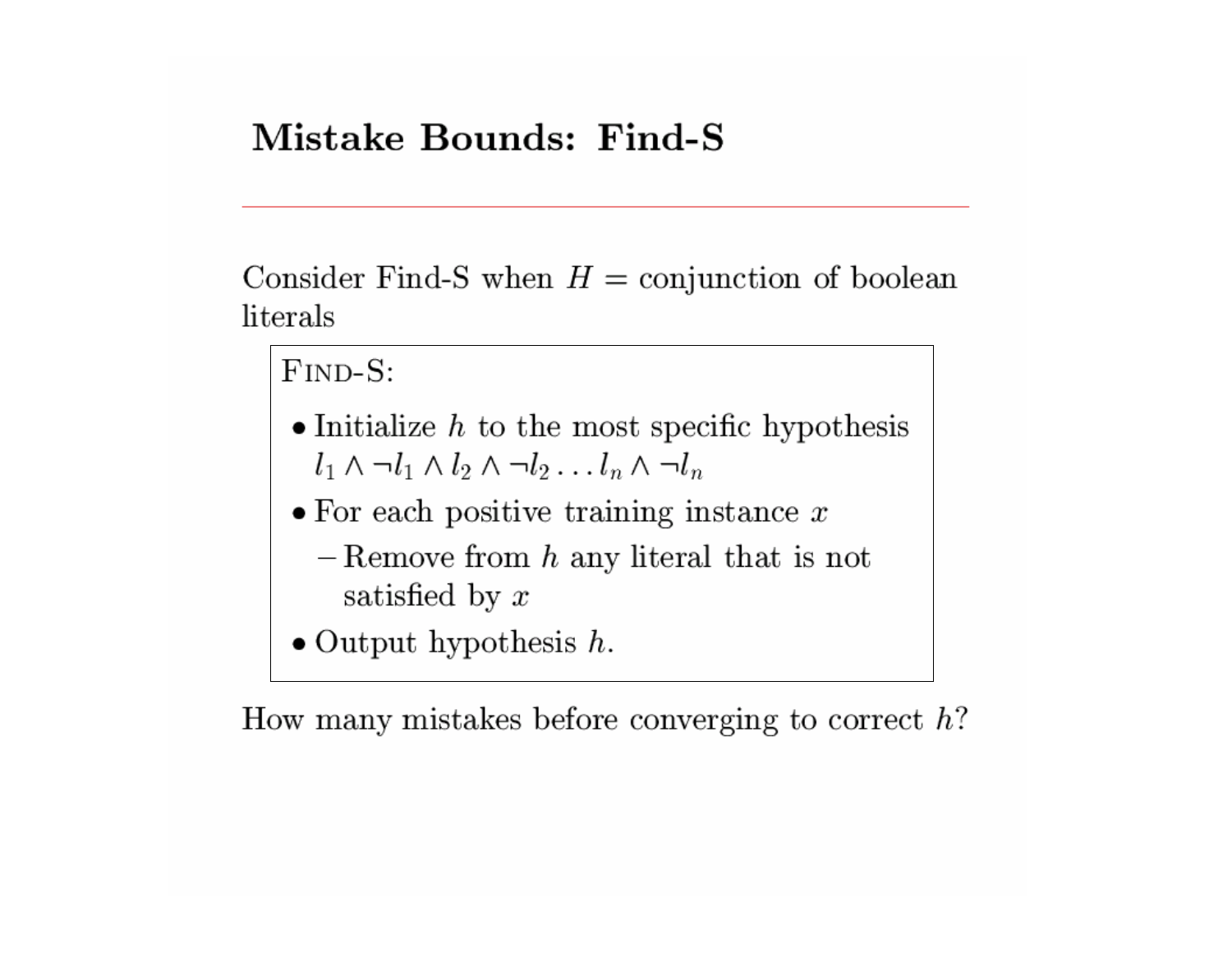# Mistake Bounds: Find-S

Consider Find-S when $H$ = conjunction of boolean literals

> Find-S:
>
> - Initialize $h$ to the most specific hypothesis $l_1 \wedge \neg l_1 \wedge l_2 \wedge \neg l_2 \ldots l_n \wedge \neg l_n$
> - For each positive training instance $x$
>   - Remove from $h$ any literal that is not satisfied by $x$
> - Output hypothesis $h$.

How many mistakes before converging to correct $h$?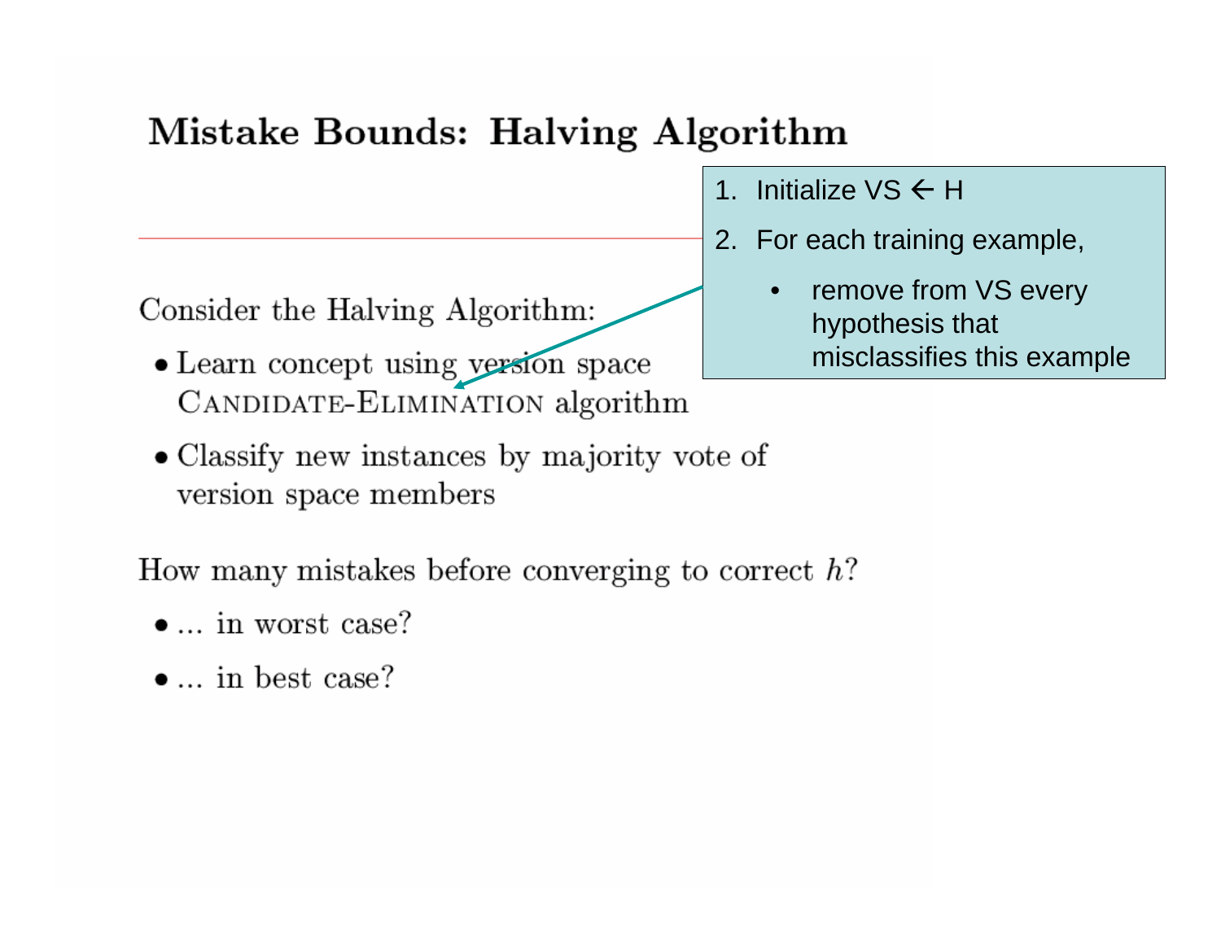# Mistake Bounds: Halving Algorithm

Consider the Halving Algorithm:

- Learn concept using version space CANDIDATE-ELIMINATION algorithm
- Classify new instances by majority vote of version space members

1. Initialize VS ← H
2. For each training example,
   - remove from VS every hypothesis that misclassifies this example

How many mistakes before converging to correct $h$?

- ... in worst case?
- ... in best case?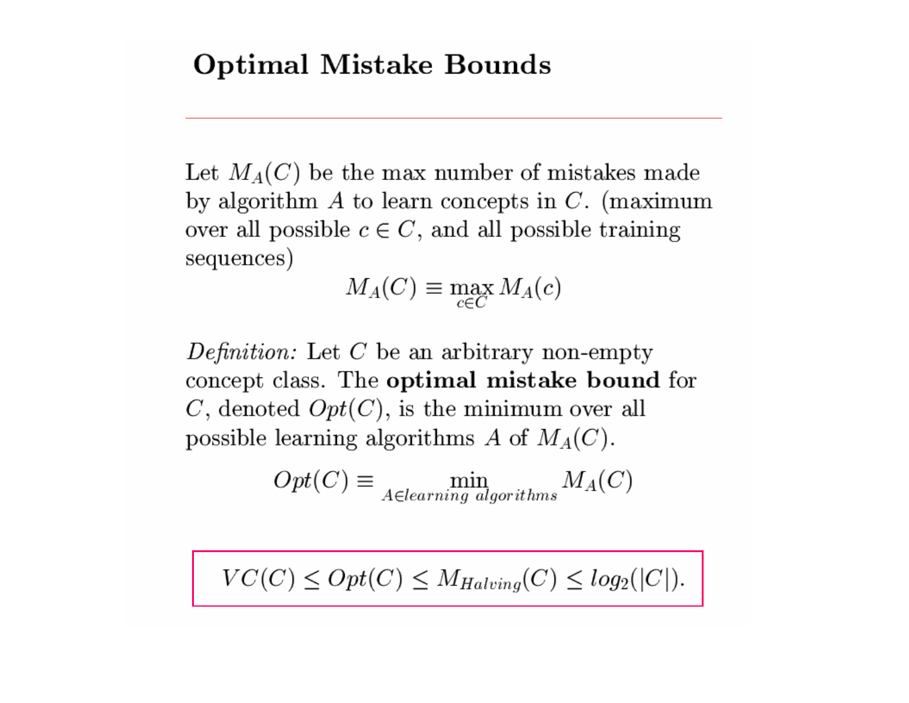# Optimal Mistake Bounds

Let $M_A(C)$ be the max number of mistakes made by algorithm $A$ to learn concepts in $C$. (maximum over all possible $c \in C$, and all possible training sequences)

$$M_A(C) \equiv \max_{c \in C} M_A(c)$$

*Definition:* Let $C$ be an arbitrary non-empty concept class. The **optimal mistake bound** for $C$, denoted $Opt(C)$, is the minimum over all possible learning algorithms $A$ of $M_A(C)$.

$$Opt(C) \equiv \min_{A \in learning\ algorithms} M_A(C)$$

$$VC(C) \leq Opt(C) \leq M_{Halving}(C) \leq log_2(|C|).$$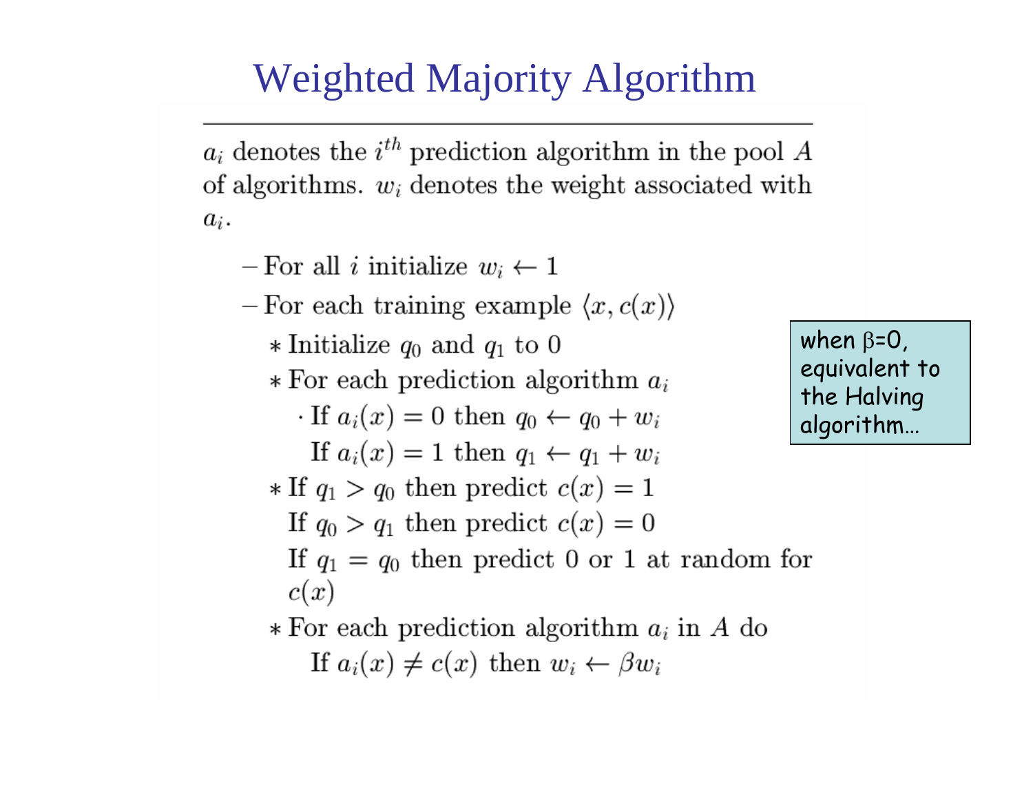# Weighted Majority Algorithm

$a_i$ denotes the $i^{th}$ prediction algorithm in the pool $A$ of algorithms. $w_i$ denotes the weight associated with $a_i$.

- For all $i$ initialize $w_i \leftarrow 1$
- For each training example $\langle x, c(x) \rangle$
  - Initialize $q_0$ and $q_1$ to 0
  - For each prediction algorithm $a_i$
    - If $a_i(x) = 0$ then $q_0 \leftarrow q_0 + w_i$
      If $a_i(x) = 1$ then $q_1 \leftarrow q_1 + w_i$
  - If $q_1 > q_0$ then predict $c(x) = 1$
    If $q_0 > q_1$ then predict $c(x) = 0$
    If $q_1 = q_0$ then predict 0 or 1 at random for $c(x)$
  - For each prediction algorithm $a_i$ in $A$ do
    If $a_i(x) \neq c(x)$ then $w_i \leftarrow \beta w_i$

when $\beta$=0, equivalent to the Halving algorithm…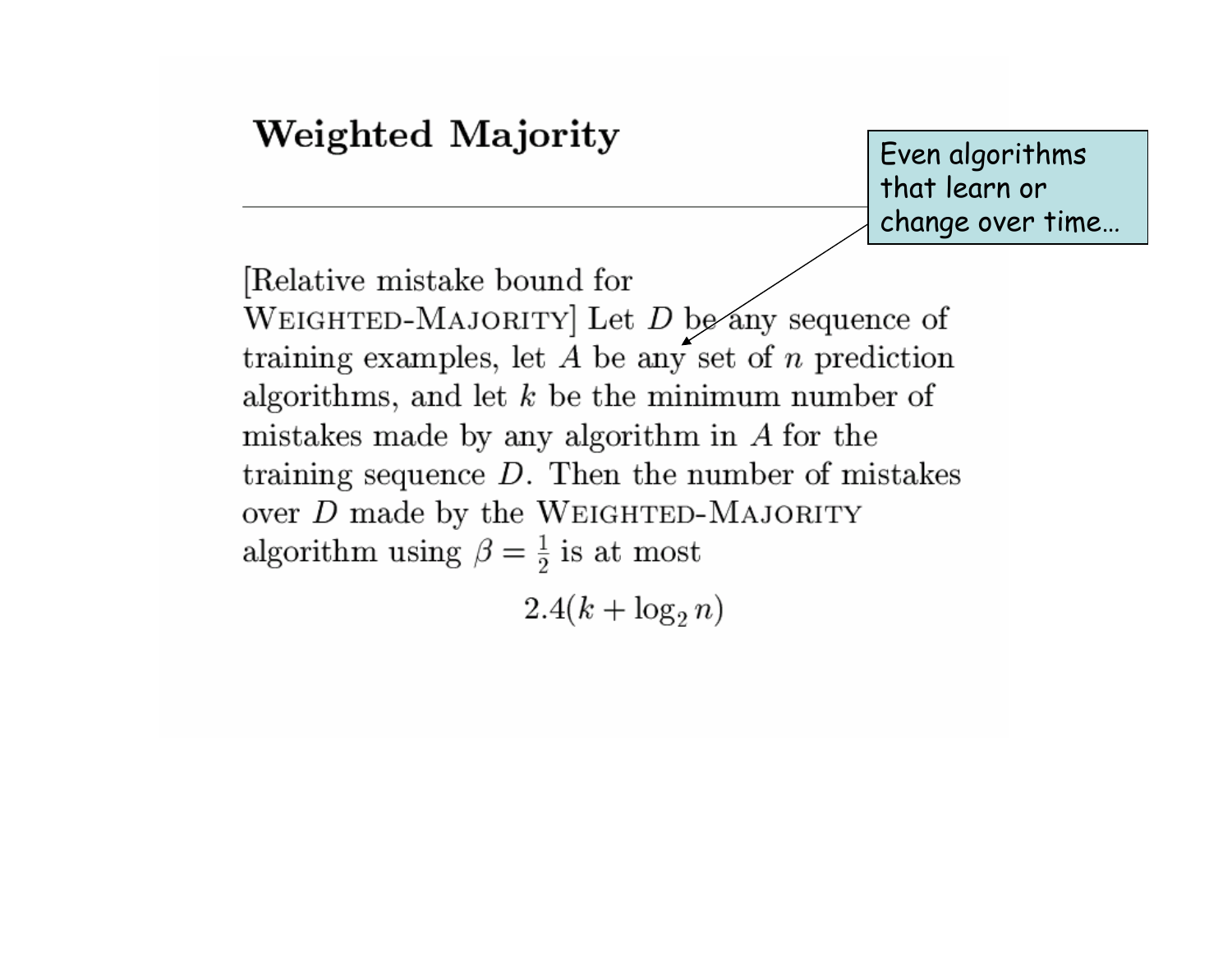# Weighted Majority

Even algorithms that learn or change over time…

[Relative mistake bound for WEIGHTED-MAJORITY] Let $D$ be any sequence of training examples, let $A$ be any set of $n$ prediction algorithms, and let $k$ be the minimum number of mistakes made by any algorithm in $A$ for the training sequence $D$. Then the number of mistakes over $D$ made by the WEIGHTED-MAJORITY algorithm using $\beta = \frac{1}{2}$ is at most

$$2.4(k + \log_2 n)$$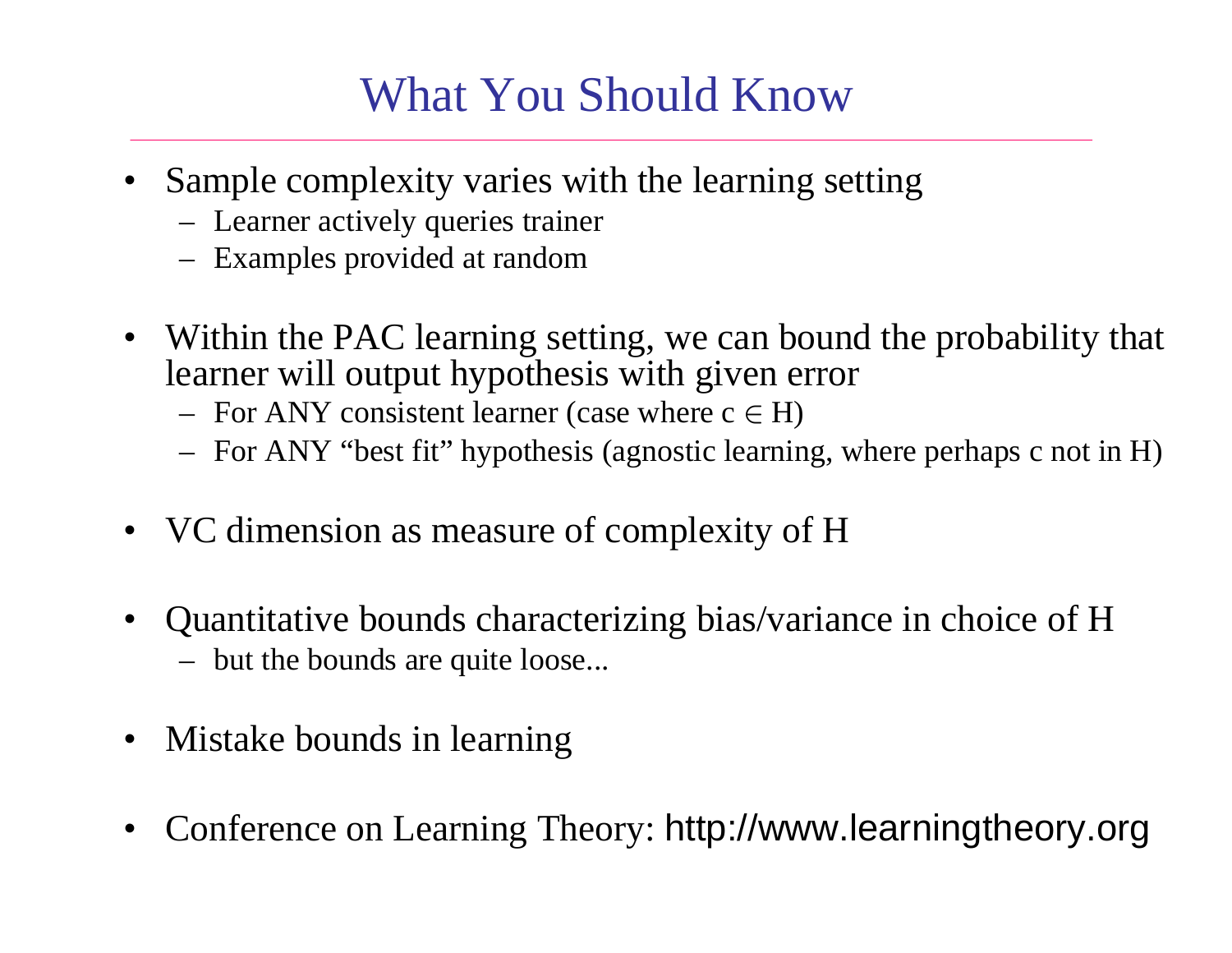# What You Should Know

- Sample complexity varies with the learning setting
  - Learner actively queries trainer
  - Examples provided at random
- Within the PAC learning setting, we can bound the probability that learner will output hypothesis with given error
  - For ANY consistent learner (case where $c \in H$)
  - For ANY "best fit" hypothesis (agnostic learning, where perhaps c not in H)
- VC dimension as measure of complexity of H
- Quantitative bounds characterizing bias/variance in choice of H
  - but the bounds are quite loose...
- Mistake bounds in learning
- Conference on Learning Theory: http://www.learningtheory.org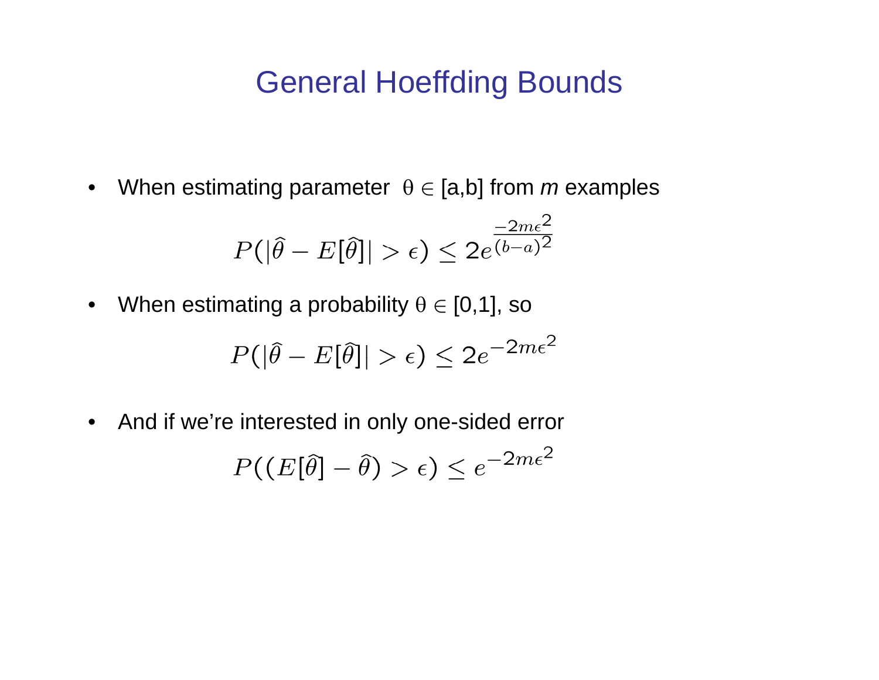# General Hoeffding Bounds

- When estimating parameter $\theta \in [a,b]$ from *m* examples

$$P(|\widehat{\theta} - E[\widehat{\theta}]| > \epsilon) \leq 2e^{\frac{-2m\epsilon^2}{(b-a)^2}}$$

- When estimating a probability $\theta \in [0,1]$, so

$$P(|\widehat{\theta} - E[\widehat{\theta}]| > \epsilon) \leq 2e^{-2m\epsilon^2}$$

- And if we're interested in only one-sided error

$$P((E[\widehat{\theta}] - \widehat{\theta}) > \epsilon) \leq e^{-2m\epsilon^2}$$